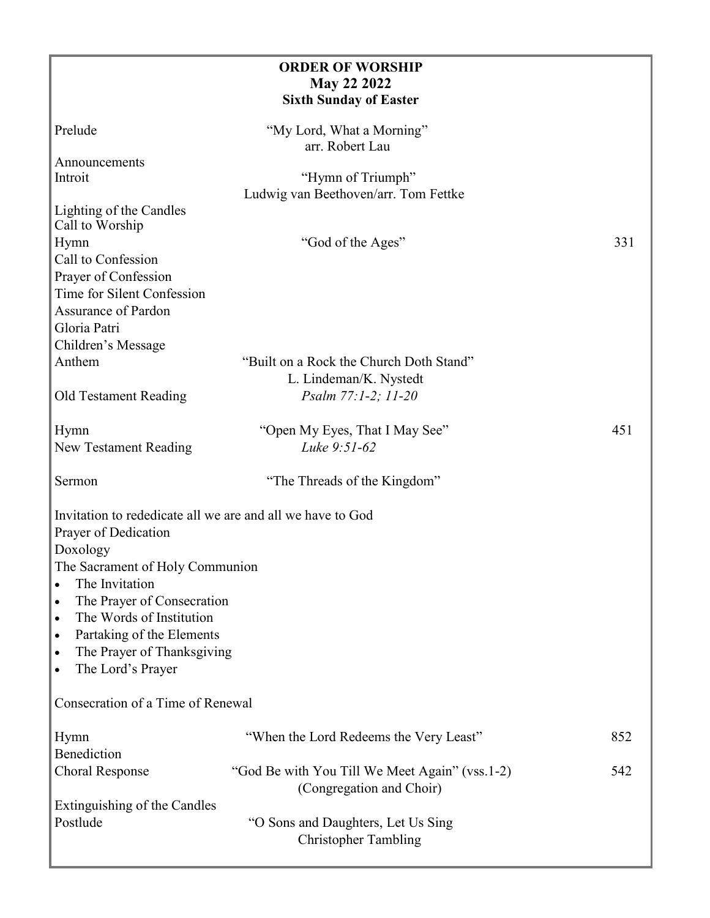# ORDER OF WORSHIP
## May 22 2022
## Sixth Sunday of Easter

Prelude — "My Lord, What a Morning"
arr. Robert Lau

Announcements

Introit — "Hymn of Triumph"
Ludwig van Beethoven/arr. Tom Fettke

Lighting of the Candles

Call to Worship

Hymn — "God of the Ages" — 331

Call to Confession

Prayer of Confession

Time for Silent Confession

Assurance of Pardon

Gloria Patri

Children's Message

Anthem — "Built on a Rock the Church Doth Stand"
L. Lindeman/K. Nystedt

Old Testament Reading — *Psalm 77:1-2; 11-20*

Hymn — "Open My Eyes, That I May See" — 451

New Testament Reading — *Luke 9:51-62*

Sermon — "The Threads of the Kingdom"

Invitation to rededicate all we are and all we have to God

Prayer of Dedication

Doxology

The Sacrament of Holy Communion

- The Invitation
- The Prayer of Consecration
- The Words of Institution
- Partaking of the Elements
- The Prayer of Thanksgiving
- The Lord's Prayer

Consecration of a Time of Renewal

Hymn — "When the Lord Redeems the Very Least" — 852

Benediction

Choral Response — "God Be with You Till We Meet Again" (vss.1-2) — 542
(Congregation and Choir)

Extinguishing of the Candles

Postlude — "O Sons and Daughters, Let Us Sing
Christopher Tambling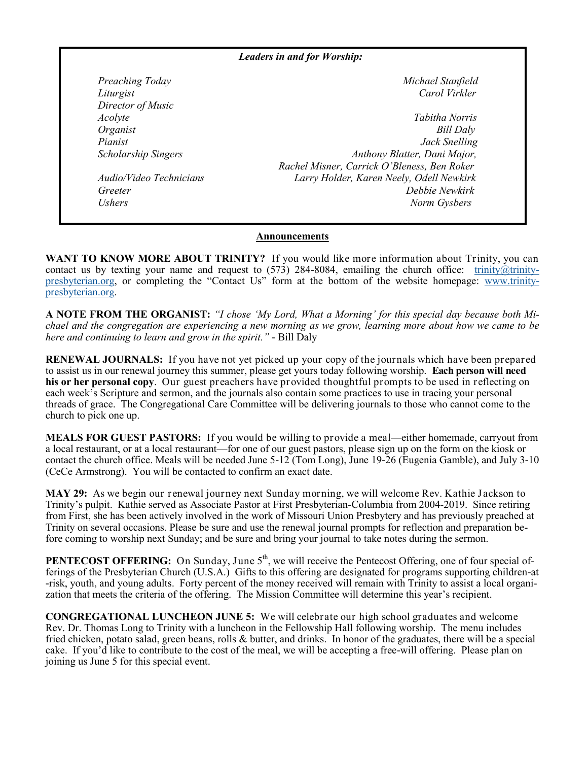***Leaders in and for Worship:***

| | |
|---|---|
| *Preaching Today* | *Michael Stanfield* |
| *Liturgist* | *Carol Virkler* |
| *Director of Music* | |
| *Acolyte* | *Tabitha Norris* |
| *Organist* | *Bill Daly* |
| *Pianist* | *Jack Snelling* |
| *Scholarship Singers* | *Anthony Blatter, Dani Major, Rachel Misner, Carrick O'Bleness, Ben Roker* |
| *Audio/Video Technicians* | *Larry Holder, Karen Neely, Odell Newkirk* |
| *Greeter* | *Debbie Newkirk* |
| *Ushers* | *Norm Gysbers* |

## Announcements

**WANT TO KNOW MORE ABOUT TRINITY?** If you would like more information about Trinity, you can contact us by texting your name and request to (573) 284-8084, emailing the church office: trinity@trinity-presbyterian.org, or completing the "Contact Us" form at the bottom of the website homepage: www.trinity-presbyterian.org.

**A NOTE FROM THE ORGANIST:** *"I chose 'My Lord, What a Morning' for this special day because both Michael and the congregation are experiencing a new morning as we grow, learning more about how we came to be here and continuing to learn and grow in the spirit."* - Bill Daly

**RENEWAL JOURNALS:** If you have not yet picked up your copy of the journals which have been prepared to assist us in our renewal journey this summer, please get yours today following worship. **Each person will need his or her personal copy**. Our guest preachers have provided thoughtful prompts to be used in reflecting on each week's Scripture and sermon, and the journals also contain some practices to use in tracing your personal threads of grace. The Congregational Care Committee will be delivering journals to those who cannot come to the church to pick one up.

**MEALS FOR GUEST PASTORS:** If you would be willing to provide a meal—either homemade, carryout from a local restaurant, or at a local restaurant—for one of our guest pastors, please sign up on the form on the kiosk or contact the church office. Meals will be needed June 5-12 (Tom Long), June 19-26 (Eugenia Gamble), and July 3-10 (CeCe Armstrong). You will be contacted to confirm an exact date.

**MAY 29:** As we begin our renewal journey next Sunday morning, we will welcome Rev. Kathie Jackson to Trinity's pulpit. Kathie served as Associate Pastor at First Presbyterian-Columbia from 2004-2019. Since retiring from First, she has been actively involved in the work of Missouri Union Presbytery and has previously preached at Trinity on several occasions. Please be sure and use the renewal journal prompts for reflection and preparation before coming to worship next Sunday; and be sure and bring your journal to take notes during the sermon.

**PENTECOST OFFERING:** On Sunday, June 5th, we will receive the Pentecost Offering, one of four special offerings of the Presbyterian Church (U.S.A.) Gifts to this offering are designated for programs supporting children-at-risk, youth, and young adults. Forty percent of the money received will remain with Trinity to assist a local organization that meets the criteria of the offering. The Mission Committee will determine this year's recipient.

**CONGREGATIONAL LUNCHEON JUNE 5:** We will celebrate our high school graduates and welcome Rev. Dr. Thomas Long to Trinity with a luncheon in the Fellowship Hall following worship. The menu includes fried chicken, potato salad, green beans, rolls & butter, and drinks. In honor of the graduates, there will be a special cake. If you'd like to contribute to the cost of the meal, we will be accepting a free-will offering. Please plan on joining us June 5 for this special event.